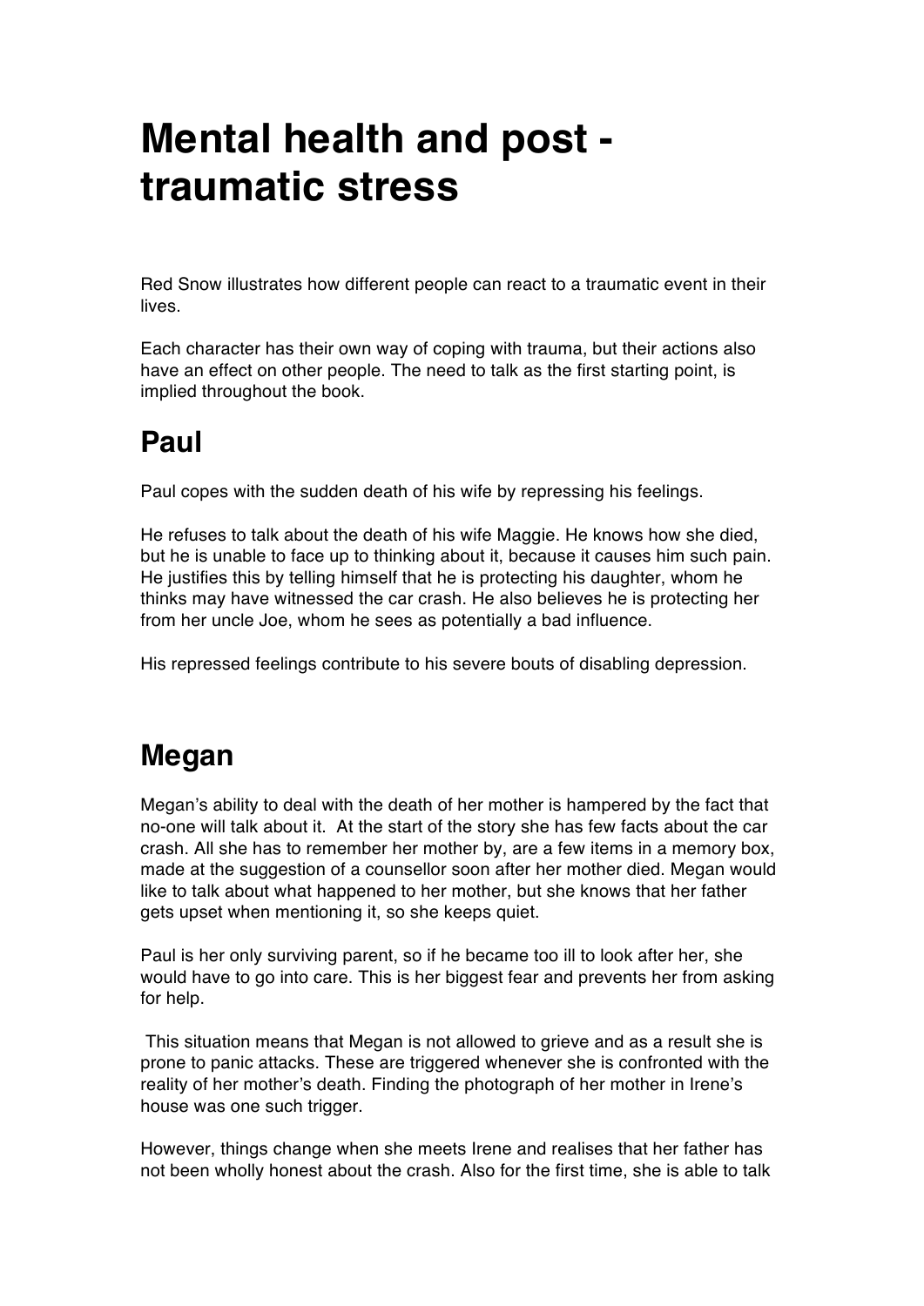# Mental health and post - traumatic stress

Red Snow illustrates how different people can react to a traumatic event in their lives.

Each character has their own way of coping with trauma, but their actions also have an effect on other people. The need to talk as the first starting point, is implied throughout the book.

## Paul

Paul copes with the sudden death of his wife by repressing his feelings.

He refuses to talk about the death of his wife Maggie. He knows how she died, but he is unable to face up to thinking about it, because it causes him such pain. He justifies this by telling himself that he is protecting his daughter, whom he thinks may have witnessed the car crash. He also believes he is protecting her from her uncle Joe, whom he sees as potentially a bad influence.

His repressed feelings contribute to his severe bouts of disabling depression.

## Megan

Megan's ability to deal with the death of her mother is hampered by the fact that no-one will talk about it. At the start of the story she has few facts about the car crash. All she has to remember her mother by, are a few items in a memory box, made at the suggestion of a counsellor soon after her mother died. Megan would like to talk about what happened to her mother, but she knows that her father gets upset when mentioning it, so she keeps quiet.

Paul is her only surviving parent, so if he became too ill to look after her, she would have to go into care. This is her biggest fear and prevents her from asking for help.

This situation means that Megan is not allowed to grieve and as a result she is prone to panic attacks. These are triggered whenever she is confronted with the reality of her mother's death. Finding the photograph of her mother in Irene's house was one such trigger.

However, things change when she meets Irene and realises that her father has not been wholly honest about the crash. Also for the first time, she is able to talk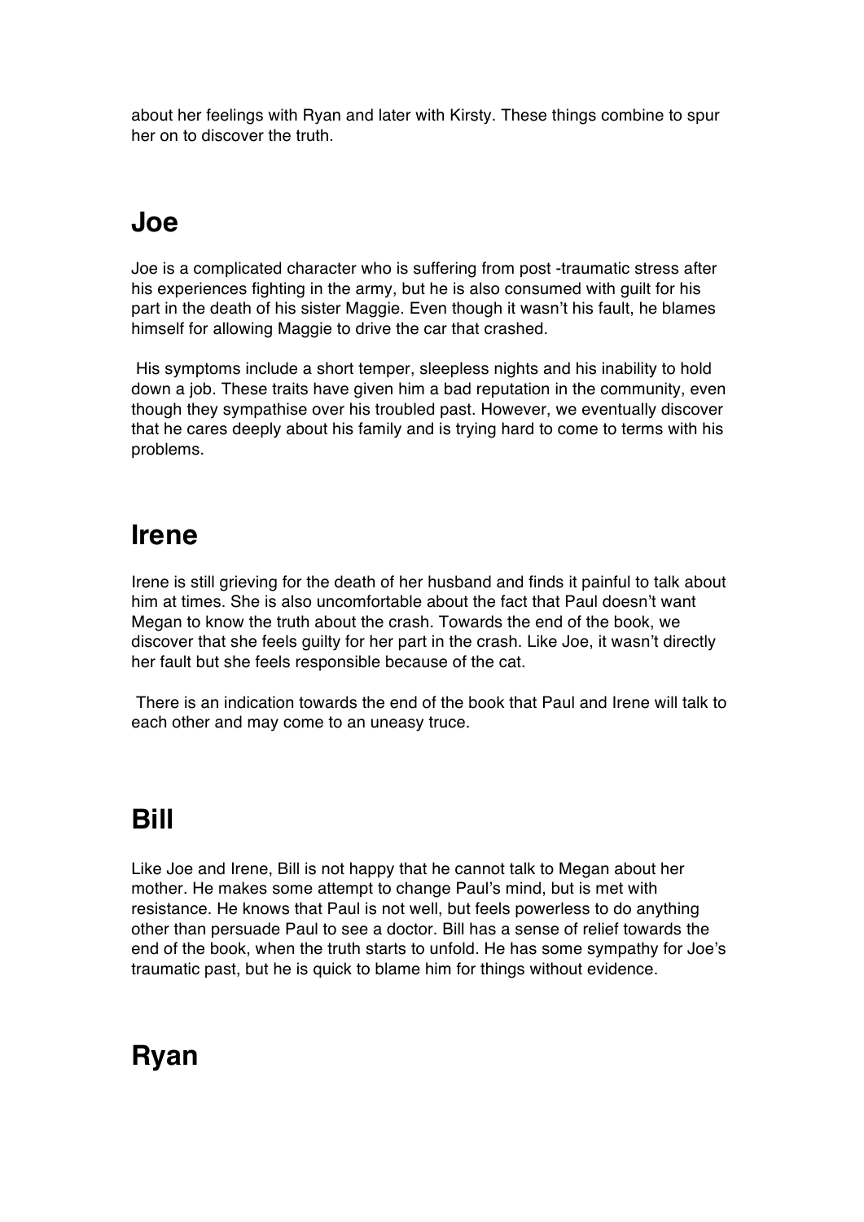about her feelings with Ryan and later with Kirsty. These things combine to spur her on to discover the truth.

## Joe

Joe is a complicated character who is suffering from post -traumatic stress after his experiences fighting in the army, but he is also consumed with guilt for his part in the death of his sister Maggie. Even though it wasn't his fault, he blames himself for allowing Maggie to drive the car that crashed.

His symptoms include a short temper, sleepless nights and his inability to hold down a job. These traits have given him a bad reputation in the community, even though they sympathise over his troubled past. However, we eventually discover that he cares deeply about his family and is trying hard to come to terms with his problems.

## Irene

Irene is still grieving for the death of her husband and finds it painful to talk about him at times. She is also uncomfortable about the fact that Paul doesn't want Megan to know the truth about the crash. Towards the end of the book, we discover that she feels guilty for her part in the crash. Like Joe, it wasn't directly her fault but she feels responsible because of the cat.

There is an indication towards the end of the book that Paul and Irene will talk to each other and may come to an uneasy truce.

## Bill

Like Joe and Irene, Bill is not happy that he cannot talk to Megan about her mother. He makes some attempt to change Paul's mind, but is met with resistance. He knows that Paul is not well, but feels powerless to do anything other than persuade Paul to see a doctor. Bill has a sense of relief towards the end of the book, when the truth starts to unfold. He has some sympathy for Joe's traumatic past, but he is quick to blame him for things without evidence.

## Ryan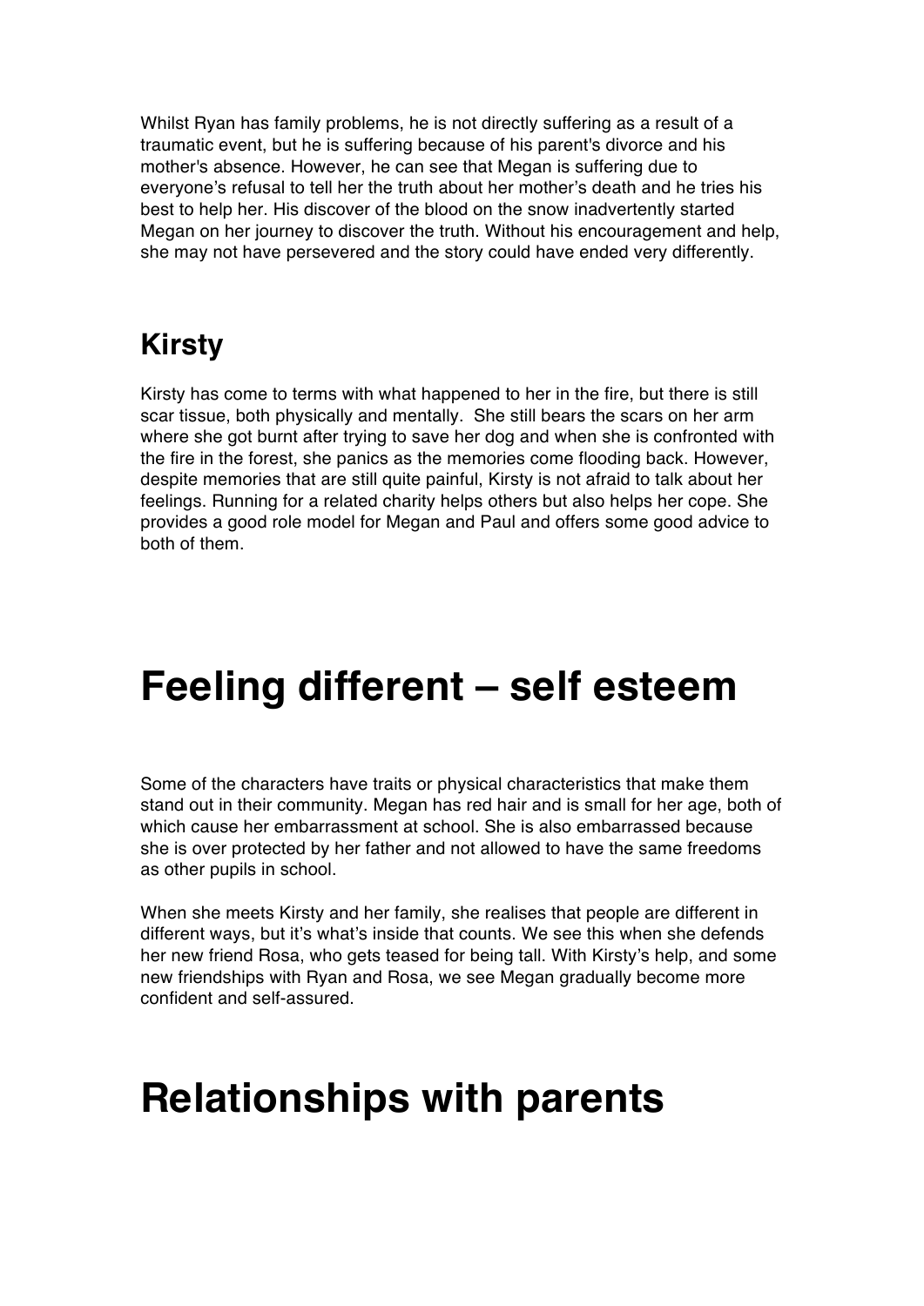Whilst Ryan has family problems, he is not directly suffering as a result of a traumatic event, but he is suffering because of his parent's divorce and his mother's absence. However, he can see that Megan is suffering due to everyone's refusal to tell her the truth about her mother's death and he tries his best to help her. His discover of the blood on the snow inadvertently started Megan on her journey to discover the truth. Without his encouragement and help, she may not have persevered and the story could have ended very differently.

## Kirsty

Kirsty has come to terms with what happened to her in the fire, but there is still scar tissue, both physically and mentally. She still bears the scars on her arm where she got burnt after trying to save her dog and when she is confronted with the fire in the forest, she panics as the memories come flooding back. However, despite memories that are still quite painful, Kirsty is not afraid to talk about her feelings. Running for a related charity helps others but also helps her cope. She provides a good role model for Megan and Paul and offers some good advice to both of them.

# Feeling different – self esteem

Some of the characters have traits or physical characteristics that make them stand out in their community. Megan has red hair and is small for her age, both of which cause her embarrassment at school. She is also embarrassed because she is over protected by her father and not allowed to have the same freedoms as other pupils in school.

When she meets Kirsty and her family, she realises that people are different in different ways, but it's what's inside that counts. We see this when she defends her new friend Rosa, who gets teased for being tall. With Kirsty's help, and some new friendships with Ryan and Rosa, we see Megan gradually become more confident and self-assured.

# Relationships with parents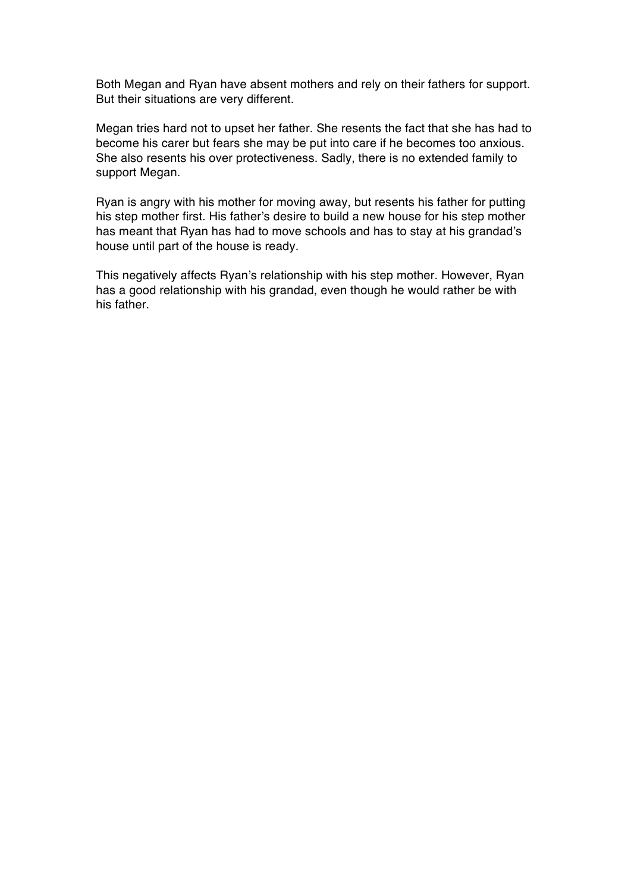Both Megan and Ryan have absent mothers and rely on their fathers for support. But their situations are very different.

Megan tries hard not to upset her father. She resents the fact that she has had to become his carer but fears she may be put into care if he becomes too anxious. She also resents his over protectiveness. Sadly, there is no extended family to support Megan.

Ryan is angry with his mother for moving away, but resents his father for putting his step mother first. His father's desire to build a new house for his step mother has meant that Ryan has had to move schools and has to stay at his grandad's house until part of the house is ready.

This negatively affects Ryan's relationship with his step mother. However, Ryan has a good relationship with his grandad, even though he would rather be with his father.